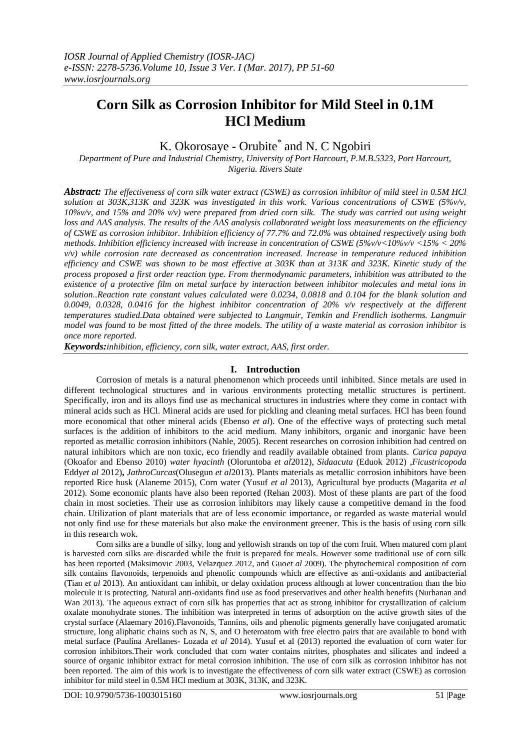# Corn Silk as Corrosion Inhibitor for Mild Steel in 0.1M HCl Medium

K. Okorosaye - Orubite* and N. C Ngobiri

*Department of Pure and Industrial Chemistry, University of Port Harcourt, P.M.B.5323, Port Harcourt, Nigeria. Rivers State*

***Abstract:*** *The effectiveness of corn silk water extract (CSWE) as corrosion inhibitor of mild steel in 0.5M HCl solution at 303K,313K and 323K was investigated in this work. Various concentrations of CSWE (5%v/v, 10%v/v, and 15% and 20% v/v) were prepared from dried corn silk. The study was carried out using weight loss and AAS analysis. The results of the AAS analysis collaborated weight loss measurements on the efficiency of CSWE as corrosion inhibitor. Inhibition efficiency of 77.7% and 72.0% was obtained respectively using both methods. Inhibition efficiency increased with increase in concentration of CSWE (5%v/v<10%v/v <15% < 20% v/v) while corrosion rate decreased as concentration increased. Increase in temperature reduced inhibition efficiency and CSWE was shown to be most effective at 303K than at 313K and 323K. Kinetic study of the process proposed a first order reaction type. From thermodynamic parameters, inhibition was attributed to the existence of a protective film on metal surface by interaction between inhibitor molecules and metal ions in solution..Reaction rate constant values calculated were 0.0234, 0.0818 and 0.104 for the blank solution and 0.0049, 0.0328, 0.0416 for the highest inhibitor concentration of 20% v/v respectively at the different temperatures studied.Data obtained were subjected to Langmuir, Temkin and Frendlich isotherms. Langmuir model was found to be most fitted of the three models. The utility of a waste material as corrosion inhibitor is once more reported.*

***Keywords:*** *inhibition, efficiency, corn silk, water extract, AAS, first order.*

## I. Introduction

Corrosion of metals is a natural phenomenon which proceeds until inhibited. Since metals are used in different technological structures and in various environments protecting metallic structures is pertinent. Specifically, iron and its alloys find use as mechanical structures in industries where they come in contact with mineral acids such as HCl. Mineral acids are used for pickling and cleaning metal surfaces. HCl has been found more economical that other mineral acids (Ebenso *et al*). One of the effective ways of protecting such metal surfaces is the addition of inhibitors to the acid medium. Many inhibitors, organic and inorganic have been reported as metallic corrosion inhibitors (Nahle, 2005). Recent researches on corrosion inhibition had centred on natural inhibitors which are non toxic, eco friendly and readily available obtained from plants. *Carica papaya* (Okoafor and Ebenso 2010) *water hyacinth* (Oloruntoba *et al*2012), *Sidaacuta* (Eduok 2012) ,*Ficustricopoda* Eddy*et al* 2012)**,** *JathroCurcas*(Olusegun *et al*2013). Plants materials as metallic corrosion inhibitors have been reported Rice husk (Alaneme 2015), Corn water (Yusuf *et al* 2013), Agricultural bye products (Magarita *et al* 2012). Some economic plants have also been reported (Rehan 2003). Most of these plants are part of the food chain in most societies. Their use as corrosion inhibitors may likely cause a competitive demand in the food chain. Utilization of plant materials that are of less economic importance, or regarded as waste material would not only find use for these materials but also make the environment greener. This is the basis of using corn silk in this research wok.

Corn silks are a bundle of silky, long and yellowish strands on top of the corn fruit. When matured corn plant is harvested corn silks are discarded while the fruit is prepared for meals. However some traditional use of corn silk has been reported (Maksimovic 2003, Velazquez 2012, and Guo*et al* 2009). The phytochemical composition of corn silk contains flavonoids, terpenoids and phenolic compounds which are effective as anti-oxidants and antibacterial (Tian *et al* 2013). An antioxidant can inhibit, or delay oxidation process although at lower concentration than the bio molecule it is protecting. Natural anti-oxidants find use as food preservatives and other health benefits (Nurhanan and Wan 2013). The aqueous extract of corn silk has properties that act as strong inhibitor for crystallization of calcium oxalate monohydrate stones. The inhibition was interpreted in terms of adsorption on the active growth sites of the crystal surface (Alaemary 2016).Flavonoids, Tannins, oils and phenolic pigments generally have conjugated aromatic structure, long aliphatic chains such as N, S, and O heteroatom with free electro pairs that are available to bond with metal surface (Paulina Arellanes- Lozada *et al* 2014). Yusuf et al (2013) reported the evaluation of corn water for corrosion inhibitors.Their work concluded that corn water contains nitrites, phosphates and silicates and indeed a source of organic inhibitor extract for metal corrosion inhibition. The use of corn silk as corrosion inhibitor has not been reported. The aim of this work is to investigate the effectiveness of corn silk water extract (CSWE) as corrosion inhibitor for mild steel in 0.5M HCl medium at 303K, 313K, and 323K.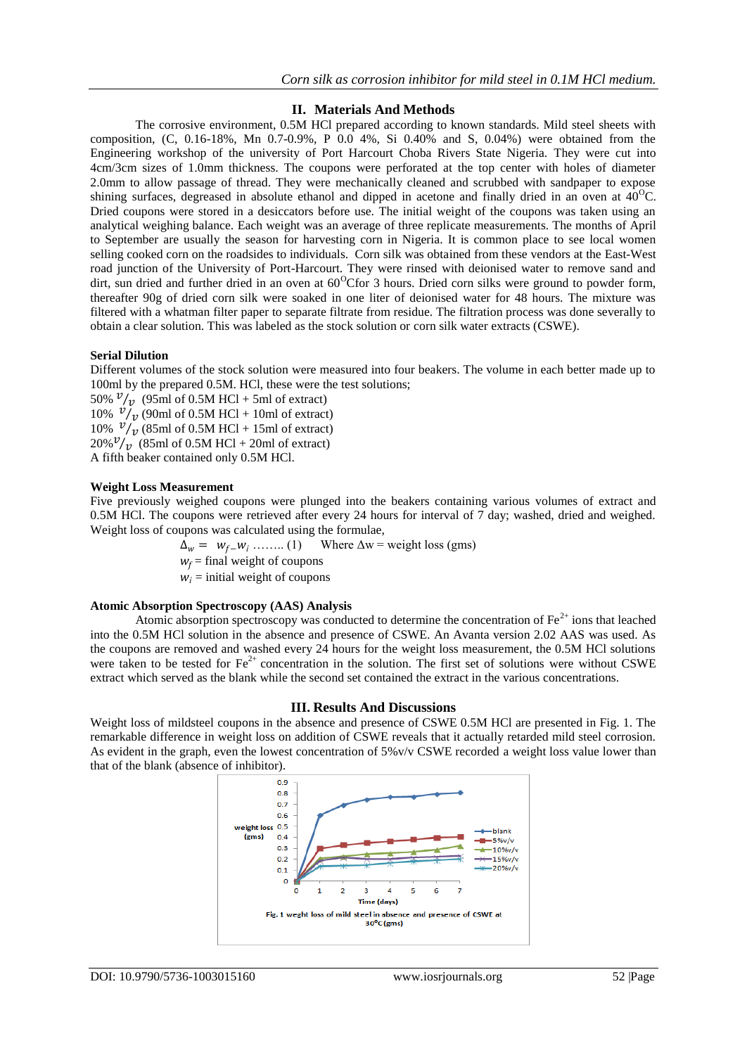## II. Materials And Methods

The corrosive environment, 0.5M HCl prepared according to known standards. Mild steel sheets with composition, (C, 0.16-18%, Mn 0.7-0.9%, P 0.0 4%, Si 0.40% and S, 0.04%) were obtained from the Engineering workshop of the university of Port Harcourt Choba Rivers State Nigeria. They were cut into 4cm/3cm sizes of 1.0mm thickness. The coupons were perforated at the top center with holes of diameter 2.0mm to allow passage of thread. They were mechanically cleaned and scrubbed with sandpaper to expose shining surfaces, degreased in absolute ethanol and dipped in acetone and finally dried in an oven at $40^{O}$C. Dried coupons were stored in a desiccators before use. The initial weight of the coupons was taken using an analytical weighing balance. Each weight was an average of three replicate measurements. The months of April to September are usually the season for harvesting corn in Nigeria. It is common place to see local women selling cooked corn on the roadsides to individuals. Corn silk was obtained from these vendors at the East-West road junction of the University of Port-Harcourt. They were rinsed with deionised water to remove sand and dirt, sun dried and further dried in an oven at $60^{O}$Cfor 3 hours. Dried corn silks were ground to powder form, thereafter 90g of dried corn silk were soaked in one liter of deionised water for 48 hours. The mixture was filtered with a whatman filter paper to separate filtrate from residue. The filtration process was done severally to obtain a clear solution. This was labeled as the stock solution or corn silk water extracts (CSWE).

**Serial Dilution**

Different volumes of the stock solution were measured into four beakers. The volume in each better made up to 100ml by the prepared 0.5M. HCl, these were the test solutions;

50% $^{v}/_{v}$ (95ml of 0.5M HCl + 5ml of extract)
10% $^{v}/_{v}$ (90ml of 0.5M HCl + 10ml of extract)
10% $^{v}/_{v}$ (85ml of 0.5M HCl + 15ml of extract)
20%$^{v}/_{v}$ (85ml of 0.5M HCl + 20ml of extract)
A fifth beaker contained only 0.5M HCl.

**Weight Loss Measurement**

Five previously weighed coupons were plunged into the beakers containing various volumes of extract and 0.5M HCl. The coupons were retrieved after every 24 hours for interval of 7 day; washed, dried and weighed. Weight loss of coupons was calculated using the formulae,

$$\Delta_w = w_{f-} w_i \text{ …….. (1)} \quad \text{Where } \Delta w = \text{weight loss (gms)}$$

$w_f$ = final weight of coupons
$w_i$ = initial weight of coupons

**Atomic Absorption Spectroscopy (AAS) Analysis**

Atomic absorption spectroscopy was conducted to determine the concentration of $Fe^{2+}$ ions that leached into the 0.5M HCl solution in the absence and presence of CSWE. An Avanta version 2.02 AAS was used. As the coupons are removed and washed every 24 hours for the weight loss measurement, the 0.5M HCl solutions were taken to be tested for $Fe^{2+}$ concentration in the solution. The first set of solutions were without CSWE extract which served as the blank while the second set contained the extract in the various concentrations.

## III. Results And Discussions

Weight loss of mildsteel coupons in the absence and presence of CSWE 0.5M HCl are presented in Fig. 1. The remarkable difference in weight loss on addition of CSWE reveals that it actually retarded mild steel corrosion. As evident in the graph, even the lowest concentration of 5%v/v CSWE recorded a weight loss value lower than that of the blank (absence of inhibitor).

Fig. 1 weght loss of mild steel in absence and presence of CSWE at 30°C (gms)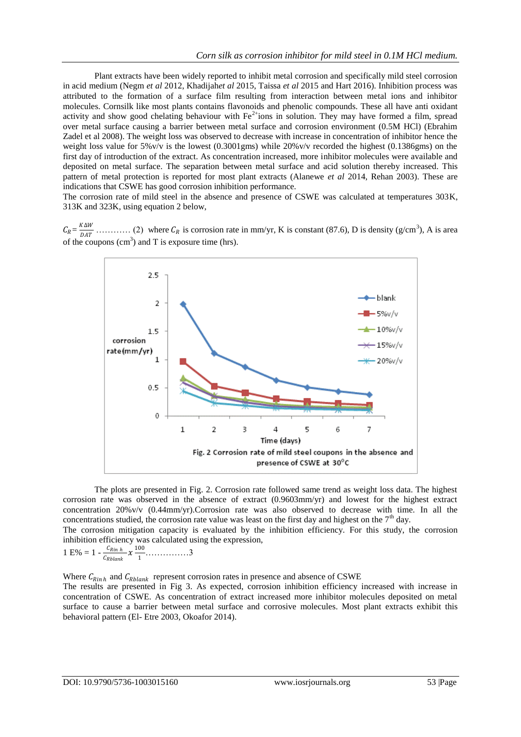Plant extracts have been widely reported to inhibit metal corrosion and specifically mild steel corrosion in acid medium (Negm *et al* 2012, Khadijah*et al* 2015, Taissa *et al* 2015 and Hart 2016). Inhibition process was attributed to the formation of a surface film resulting from interaction between metal ions and inhibitor molecules. Cornsilk like most plants contains flavonoids and phenolic compounds. These all have anti oxidant activity and show good chelating behaviour with $Fe^{2+}$ions in solution. They may have formed a film, spread over metal surface causing a barrier between metal surface and corrosion environment (0.5M HCl) (Ebrahim Zadel et al 2008). The weight loss was observed to decrease with increase in concentration of inhibitor hence the weight loss value for 5%v/v is the lowest (0.3001gms) while 20%v/v recorded the highest (0.1386gms) on the first day of introduction of the extract. As concentration increased, more inhibitor molecules were available and deposited on metal surface. The separation between metal surface and acid solution thereby increased. This pattern of metal protection is reported for most plant extracts (Alanewe *et al* 2014, Rehan 2003). These are indications that CSWE has good corrosion inhibition performance.

The corrosion rate of mild steel in the absence and presence of CSWE was calculated at temperatures 303K, 313K and 323K, using equation 2 below,

$C_R = \frac{K\Delta W}{DAT}$ ………… (2) where $C_R$ is corrosion rate in mm/yr, K is constant (87.6), D is density (g/cm$^3$), A is area of the coupons (cm$^3$) and T is exposure time (hrs).

Fig. 2 Corrosion rate of mild steel coupons in the absence and presence of CSWE at 30°C

The plots are presented in Fig. 2. Corrosion rate followed same trend as weight loss data. The highest corrosion rate was observed in the absence of extract (0.9603mm/yr) and lowest for the highest extract concentration 20%v/v (0.44mm/yr).Corrosion rate was also observed to decrease with time. In all the concentrations studied, the corrosion rate value was least on the first day and highest on the 7$^{th}$ day.

The corrosion mitigation capacity is evaluated by the inhibition efficiency. For this study, the corrosion inhibition efficiency was calculated using the expression,

1 E% = 1 - $\frac{C_{Rin\,h}}{C_{Rblank}} x \frac{100}{1}$……………3

Where $C_{Rin\,h}$ and $C_{Rblank}$ represent corrosion rates in presence and absence of CSWE

The results are presented in Fig 3. As expected, corrosion inhibition efficiency increased with increase in concentration of CSWE. As concentration of extract increased more inhibitor molecules deposited on metal surface to cause a barrier between metal surface and corrosive molecules. Most plant extracts exhibit this behavioral pattern (El- Etre 2003, Okoafor 2014).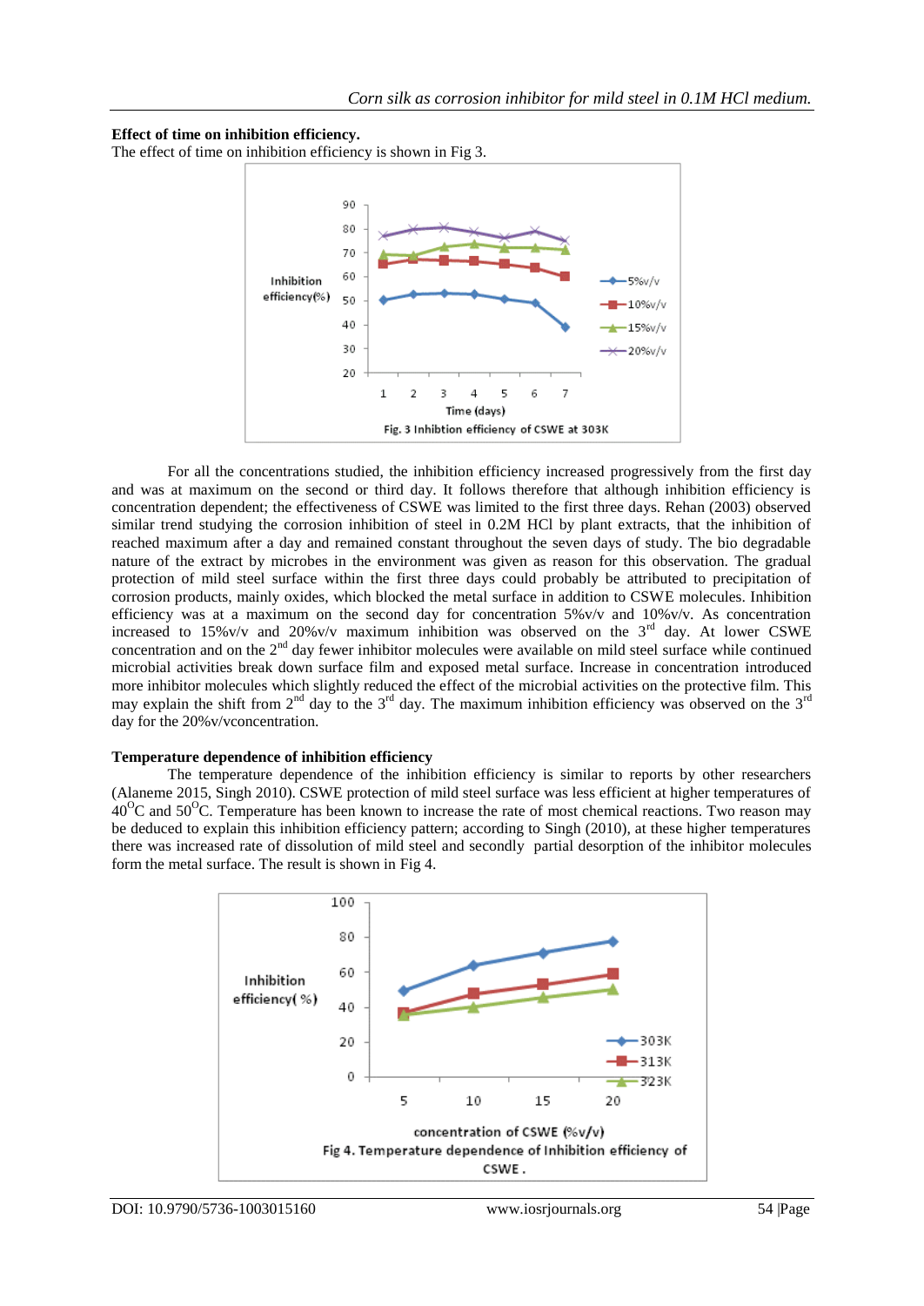**Effect of time on inhibition efficiency.**

The effect of time on inhibition efficiency is shown in Fig 3.

Fig. 3 Inhibtion efficiency of CSWE at 303K

For all the concentrations studied, the inhibition efficiency increased progressively from the first day and was at maximum on the second or third day. It follows therefore that although inhibition efficiency is concentration dependent; the effectiveness of CSWE was limited to the first three days. Rehan (2003) observed similar trend studying the corrosion inhibition of steel in 0.2M HCl by plant extracts, that the inhibition of reached maximum after a day and remained constant throughout the seven days of study. The bio degradable nature of the extract by microbes in the environment was given as reason for this observation. The gradual protection of mild steel surface within the first three days could probably be attributed to precipitation of corrosion products, mainly oxides, which blocked the metal surface in addition to CSWE molecules. Inhibition efficiency was at a maximum on the second day for concentration 5%v/v and 10%v/v. As concentration increased to 15%v/v and 20%v/v maximum inhibition was observed on the 3rd day. At lower CSWE concentration and on the 2nd day fewer inhibitor molecules were available on mild steel surface while continued microbial activities break down surface film and exposed metal surface. Increase in concentration introduced more inhibitor molecules which slightly reduced the effect of the microbial activities on the protective film. This may explain the shift from 2nd day to the 3rd day. The maximum inhibition efficiency was observed on the 3rd day for the 20%v/vconcentration.

**Temperature dependence of inhibition efficiency**

The temperature dependence of the inhibition efficiency is similar to reports by other researchers (Alaneme 2015, Singh 2010). CSWE protection of mild steel surface was less efficient at higher temperatures of $40^{O}$C and $50^{O}$C. Temperature has been known to increase the rate of most chemical reactions. Two reason may be deduced to explain this inhibition efficiency pattern; according to Singh (2010), at these higher temperatures there was increased rate of dissolution of mild steel and secondly partial desorption of the inhibitor molecules form the metal surface. The result is shown in Fig 4.

Fig 4. Temperature dependence of Inhibition efficiency of CSWE.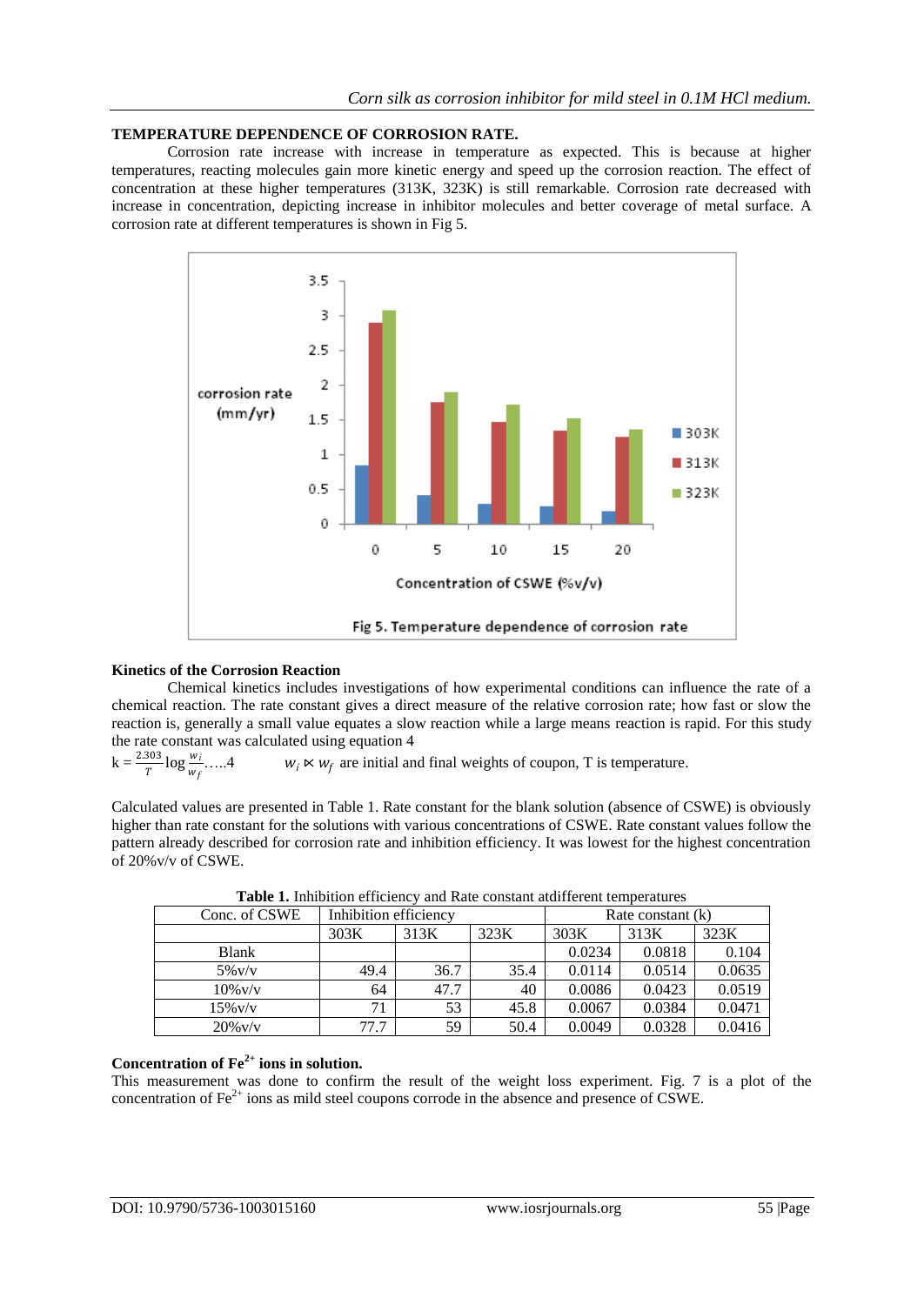### TEMPERATURE DEPENDENCE OF CORROSION RATE.

Corrosion rate increase with increase in temperature as expected. This is because at higher temperatures, reacting molecules gain more kinetic energy and speed up the corrosion reaction. The effect of concentration at these higher temperatures (313K, 323K) is still remarkable. Corrosion rate decreased with increase in concentration, depicting increase in inhibitor molecules and better coverage of metal surface. A corrosion rate at different temperatures is shown in Fig 5.

Fig 5. Temperature dependence of corrosion rate

### Kinetics of the Corrosion Reaction

Chemical kinetics includes investigations of how experimental conditions can influence the rate of a chemical reaction. The rate constant gives a direct measure of the relative corrosion rate; how fast or slow the reaction is, generally a small value equates a slow reaction while a large means reaction is rapid. For this study the rate constant was calculated using equation 4

$$k = \frac{2.303}{T}\log\frac{w_i}{w_f} \quad .....4$$

$w_i \ltimes w_f$ are initial and final weights of coupon, T is temperature.

Calculated values are presented in Table 1. Rate constant for the blank solution (absence of CSWE) is obviously higher than rate constant for the solutions with various concentrations of CSWE. Rate constant values follow the pattern already described for corrosion rate and inhibition efficiency. It was lowest for the highest concentration of 20%v/v of CSWE.

**Table 1.** Inhibition efficiency and Rate constant atdifferent temperatures

| Conc. of CSWE | Inhibition efficiency | | | Rate constant (k) | | |
|---|---|---|---|---|---|---|
| | 303K | 313K | 323K | 303K | 313K | 323K |
| Blank | | | | 0.0234 | 0.0818 | 0.104 |
| 5%v/v | 49.4 | 36.7 | 35.4 | 0.0114 | 0.0514 | 0.0635 |
| 10%v/v | 64 | 47.7 | 40 | 0.0086 | 0.0423 | 0.0519 |
| 15%v/v | 71 | 53 | 45.8 | 0.0067 | 0.0384 | 0.0471 |
| 20%v/v | 77.7 | 59 | 50.4 | 0.0049 | 0.0328 | 0.0416 |

### Concentration of $Fe^{2+}$ ions in solution.

This measurement was done to confirm the result of the weight loss experiment. Fig. 7 is a plot of the concentration of $Fe^{2+}$ ions as mild steel coupons corrode in the absence and presence of CSWE.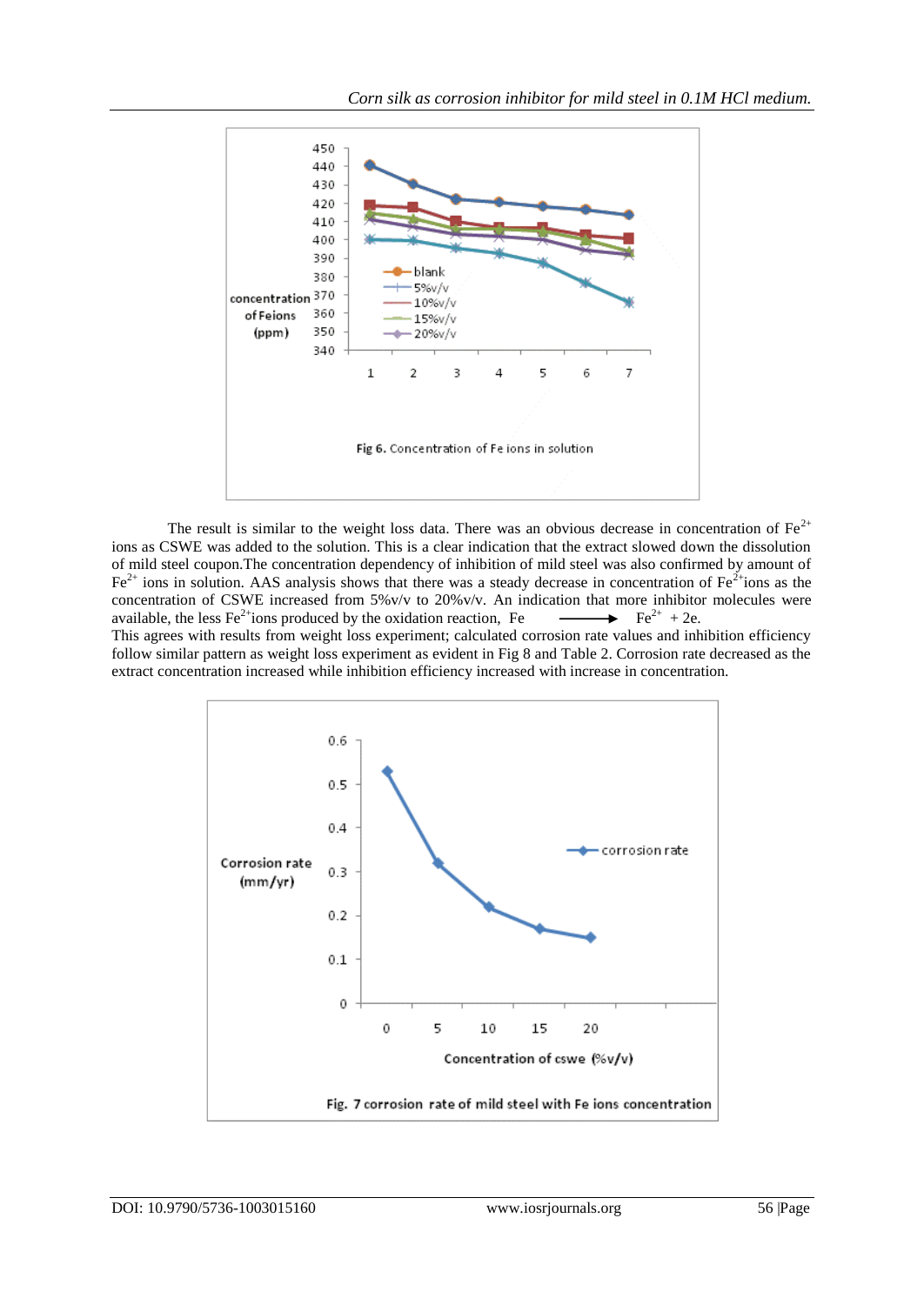Fig 6. Concentration of Fe ions in solution

The result is similar to the weight loss data. There was an obvious decrease in concentration of $Fe^{2+}$ ions as CSWE was added to the solution. This is a clear indication that the extract slowed down the dissolution of mild steel coupon.The concentration dependency of inhibition of mild steel was also confirmed by amount of $Fe^{2+}$ ions in solution. AAS analysis shows that there was a steady decrease in concentration of $Fe^{2+}$ions as the concentration of CSWE increased from 5%v/v to 20%v/v. An indication that more inhibitor molecules were available, the less $Fe^{2+}$ions produced by the oxidation reaction, $Fe \longrightarrow Fe^{2+} + 2e$.

This agrees with results from weight loss experiment; calculated corrosion rate values and inhibition efficiency follow similar pattern as weight loss experiment as evident in Fig 8 and Table 2. Corrosion rate decreased as the extract concentration increased while inhibition efficiency increased with increase in concentration.

Fig. 7 corrosion rate of mild steel with Fe ions concentration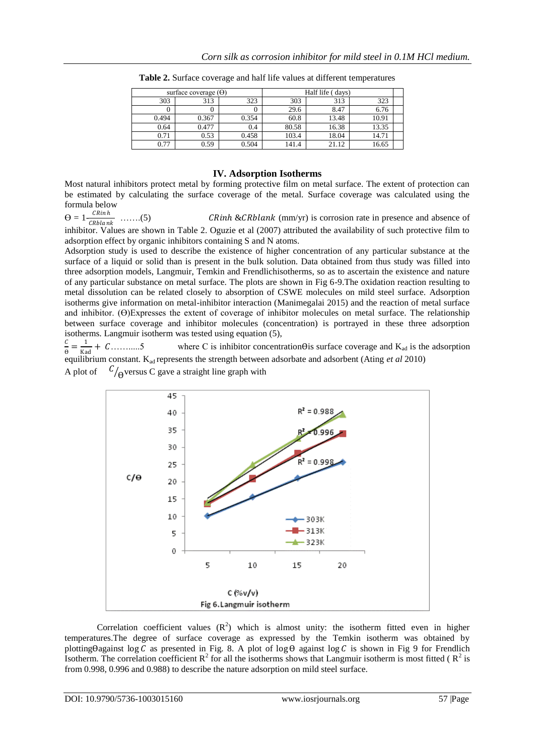**Table 2.** Surface coverage and half life values at different temperatures

| surface coverage (Θ) | | | Half life ( days) | | |
|---|---|---|---|---|---|
| 303 | 313 | 323 | 303 | 313 | 323 |
| 0 | 0 | 0 | 29.6 | 8.47 | 6.76 |
| 0.494 | 0.367 | 0.354 | 60.8 | 13.48 | 10.91 |
| 0.64 | 0.477 | 0.4 | 80.58 | 16.38 | 13.35 |
| 0.71 | 0.53 | 0.458 | 103.4 | 18.04 | 14.71 |
| 0.77 | 0.59 | 0.504 | 141.4 | 21.12 | 16.65 |

## IV. Adsorption Isotherms

Most natural inhibitors protect metal by forming protective film on metal surface. The extent of protection can be estimated by calculating the surface coverage of the metal. Surface coverage was calculated using the formula below

$\Theta = 1 - \frac{CRinh}{CRblank}$ …….(5) $CRinh$ & $CRblank$ (mm/yr) is corrosion rate in presence and absence of inhibitor. Values are shown in Table 2. Oguzie et al (2007) attributed the availability of such protective film to adsorption effect by organic inhibitors containing S and N atoms.

Adsorption study is used to describe the existence of higher concentration of any particular substance at the surface of a liquid or solid than is present in the bulk solution. Data obtained from thus study was filled into three adsorption models, Langmuir, Temkin and Frendlichisotherms, so as to ascertain the existence and nature of any particular substance on metal surface. The plots are shown in Fig 6-9.The oxidation reaction resulting to metal dissolution can be related closely to absorption of CSWE molecules on mild steel surface. Adsorption isotherms give information on metal-inhibitor interaction (Manimegalai 2015) and the reaction of metal surface and inhibitor. (Θ)Expresses the extent of coverage of inhibitor molecules on metal surface. The relationship between surface coverage and inhibitor molecules (concentration) is portrayed in these three adsorption isotherms. Langmuir isotherm was tested using equation (5),

$\frac{C}{\Theta} = \frac{1}{K_{ad}} + C$……....5 where C is inhibitor concentrationΘis surface coverage and $K_{ad}$ is the adsorption equilibrium constant. $K_{ad}$ represents the strength between adsorbate and adsorbent (Ating *et al* 2010)

A plot of $C/_{\Theta}$ versus C gave a straight line graph with

Fig 6.Langmuir isotherm

Correlation coefficient values ($R^2$) which is almost unity: the isotherm fitted even in higher temperatures.The degree of surface coverage as expressed by the Temkin isotherm was obtained by plottingΘagainst $\log C$ as presented in Fig. 8. A plot of $\log\Theta$ against $\log C$ is shown in Fig 9 for Frendlich Isotherm. The correlation coefficient $R^2$ for all the isotherms shows that Langmuir isotherm is most fitted ( $R^2$ is from 0.998, 0.996 and 0.988) to describe the nature adsorption on mild steel surface.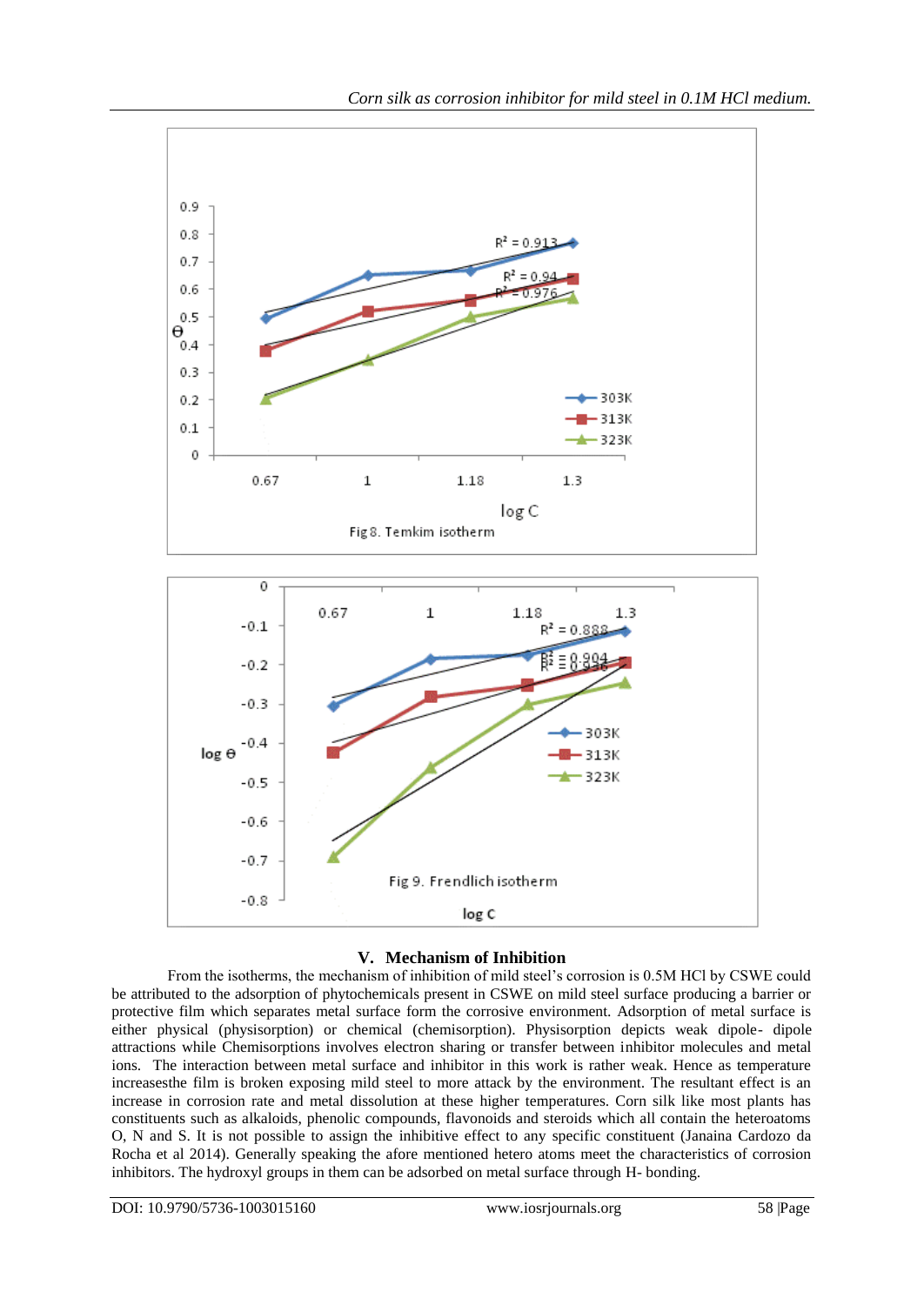Fig 8. Temkim isotherm

Fig 9. Frendlich isotherm

## V. Mechanism of Inhibition

From the isotherms, the mechanism of inhibition of mild steel's corrosion is 0.5M HCl by CSWE could be attributed to the adsorption of phytochemicals present in CSWE on mild steel surface producing a barrier or protective film which separates metal surface form the corrosive environment. Adsorption of metal surface is either physical (physisorption) or chemical (chemisorption). Physisorption depicts weak dipole- dipole attractions while Chemisorptions involves electron sharing or transfer between inhibitor molecules and metal ions. The interaction between metal surface and inhibitor in this work is rather weak. Hence as temperature increasesthe film is broken exposing mild steel to more attack by the environment. The resultant effect is an increase in corrosion rate and metal dissolution at these higher temperatures. Corn silk like most plants has constituents such as alkaloids, phenolic compounds, flavonoids and steroids which all contain the heteroatoms O, N and S. It is not possible to assign the inhibitive effect to any specific constituent (Janaina Cardozo da Rocha et al 2014). Generally speaking the afore mentioned hetero atoms meet the characteristics of corrosion inhibitors. The hydroxyl groups in them can be adsorbed on metal surface through H- bonding.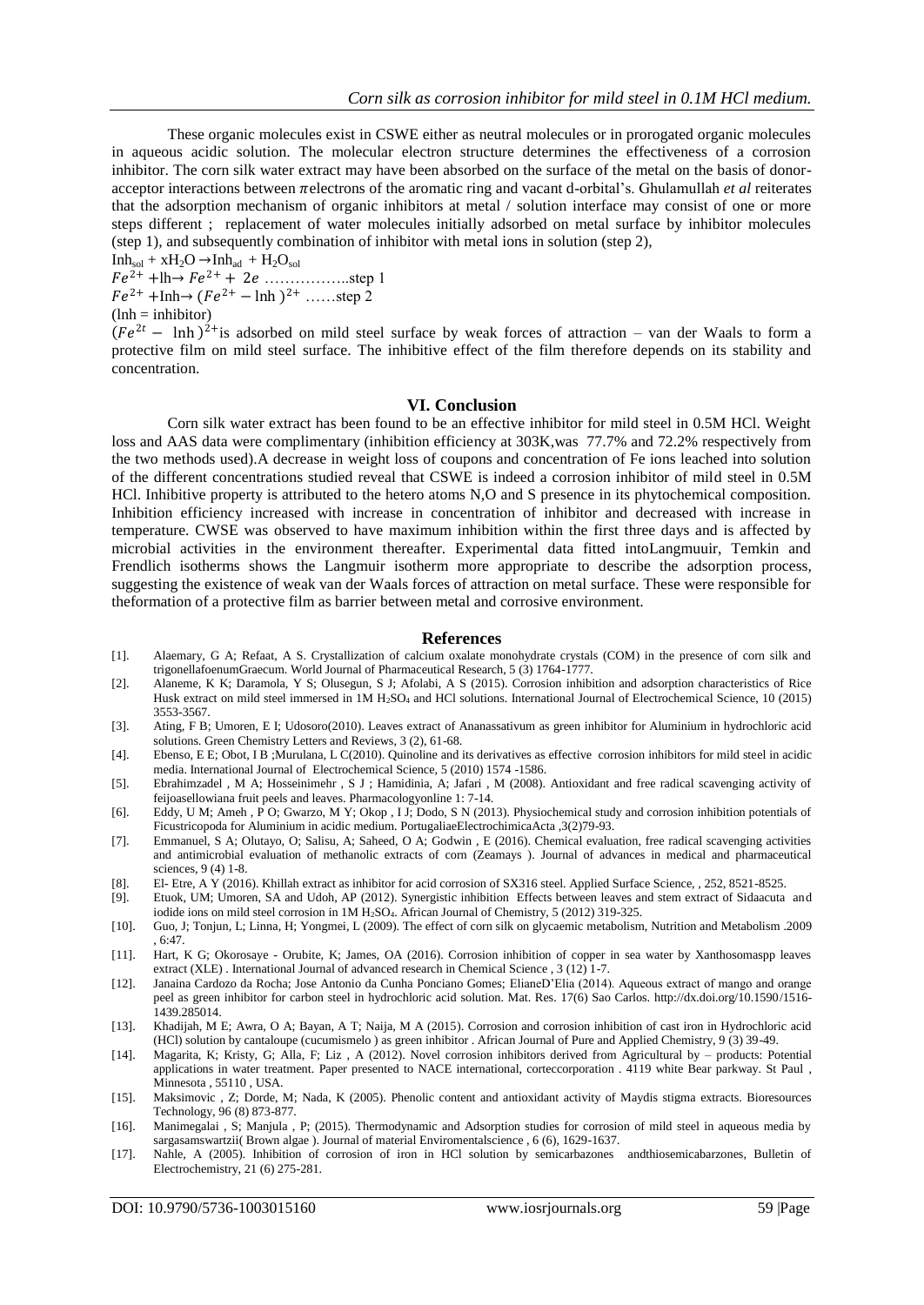These organic molecules exist in CSWE either as neutral molecules or in prorogated organic molecules in aqueous acidic solution. The molecular electron structure determines the effectiveness of a corrosion inhibitor. The corn silk water extract may have been absorbed on the surface of the metal on the basis of donor-acceptor interactions between $\pi$electrons of the aromatic ring and vacant d-orbital's. Ghulamullah *et al* reiterates that the adsorption mechanism of organic inhibitors at metal / solution interface may consist of one or more steps different ; replacement of water molecules initially adsorbed on metal surface by inhibitor molecules (step 1), and subsequently combination of inhibitor with metal ions in solution (step 2),

$Inh_{sol} + xH_2O \rightarrow Inh_{ad} + H_2O_{sol}$

$Fe^{2+}$ +lh→ $Fe^{2+} + 2e$ ……………..step 1

$Fe^{2+}$ +Inh→ $(Fe^{2+} - \text{lnh})^{2+}$ ……step 2

(lnh = inhibitor)

$(Fe^{2t} - \text{lnh})^{2+}$is adsorbed on mild steel surface by weak forces of attraction – van der Waals to form a protective film on mild steel surface. The inhibitive effect of the film therefore depends on its stability and concentration.

## VI. Conclusion

Corn silk water extract has been found to be an effective inhibitor for mild steel in 0.5M HCl. Weight loss and AAS data were complimentary (inhibition efficiency at 303K,was 77.7% and 72.2% respectively from the two methods used).A decrease in weight loss of coupons and concentration of Fe ions leached into solution of the different concentrations studied reveal that CSWE is indeed a corrosion inhibitor of mild steel in 0.5M HCl. Inhibitive property is attributed to the hetero atoms N,O and S presence in its phytochemical composition. Inhibition efficiency increased with increase in concentration of inhibitor and decreased with increase in temperature. CWSE was observed to have maximum inhibition within the first three days and is affected by microbial activities in the environment thereafter. Experimental data fitted intoLangmuuir, Temkin and Frendlich isotherms shows the Langmuir isotherm more appropriate to describe the adsorption process, suggesting the existence of weak van der Waals forces of attraction on metal surface. These were responsible for theformation of a protective film as barrier between metal and corrosive environment.

## References

[1]. Alaemary, G A; Refaat, A S. Crystallization of calcium oxalate monohydrate crystals (COM) in the presence of corn silk and trigonellafoenumGraecum. World Journal of Pharmaceutical Research, 5 (3) 1764-1777.

[2]. Alaneme, K K; Daramola, Y S; Olusegun, S J; Afolabi, A S (2015). Corrosion inhibition and adsorption characteristics of Rice Husk extract on mild steel immersed in 1M $H_2SO_4$ and HCl solutions. International Journal of Electrochemical Science, 10 (2015) 3553-3567.

[3]. Ating, F B; Umoren, E I; Udosoro(2010). Leaves extract of Ananassativum as green inhibitor for Aluminium in hydrochloric acid solutions. Green Chemistry Letters and Reviews, 3 (2), 61-68.

[4]. Ebenso, E E; Obot, I B ;Murulana, L C(2010). Quinoline and its derivatives as effective corrosion inhibitors for mild steel in acidic media. International Journal of Electrochemical Science, 5 (2010) 1574 -1586.

[5]. Ebrahimzadel , M A; Hosseinimehr , S J ; Hamidinia, A; Jafari , M (2008). Antioxidant and free radical scavenging activity of feijoasellowiana fruit peels and leaves. Pharmacologyonline 1: 7-14.

[6]. Eddy, U M; Ameh , P O; Gwarzo, M Y; Okop , I J; Dodo, S N (2013). Physiochemical study and corrosion inhibition potentials of Ficustricopoda for Aluminium in acidic medium. PortugaliaeElectrochimicaActa ,3(2)79-93.

[7]. Emmanuel, S A; Olutayo, O; Salisu, A; Saheed, O A; Godwin , E (2016). Chemical evaluation, free radical scavenging activities and antimicrobial evaluation of methanolic extracts of corn (Zeamays ). Journal of advances in medical and pharmaceutical sciences, 9 (4) 1-8.

[8]. El- Etre, A Y (2016). Khillah extract as inhibitor for acid corrosion of SX316 steel. Applied Surface Science, , 252, 8521-8525.

[9]. Etuok, UM; Umoren, SA and Udoh, AP (2012). Synergistic inhibition Effects between leaves and stem extract of Sidaacuta and iodide ions on mild steel corrosion in 1M $H_2SO_4$. African Journal of Chemistry, 5 (2012) 319-325.

[10]. Guo, J; Tonjun, L; Linna, H; Yongmei, L (2009). The effect of corn silk on glycaemic metabolism, Nutrition and Metabolism .2009 , 6:47.

[11]. Hart, K G; Okorosaye - Orubite, K; James, OA (2016). Corrosion inhibition of copper in sea water by Xanthosomaspp leaves extract (XLE) . International Journal of advanced research in Chemical Science , 3 (12) 1-7.

[12]. Janaina Cardozo da Rocha; Jose Antonio da Cunha Ponciano Gomes; ElianeD'Elia (2014). Aqueous extract of mango and orange peel as green inhibitor for carbon steel in hydrochloric acid solution. Mat. Res. 17(6) Sao Carlos. http://dx.doi.org/10.1590/1516-1439.285014.

[13]. Khadijah, M E; Awra, O A; Bayan, A T; Naija, M A (2015). Corrosion and corrosion inhibition of cast iron in Hydrochloric acid (HCl) solution by cantaloupe (cucumismelo ) as green inhibitor . African Journal of Pure and Applied Chemistry, 9 (3) 39-49.

[14]. Magarita, K; Kristy, G; Alla, F; Liz , A (2012). Novel corrosion inhibitors derived from Agricultural by – products: Potential applications in water treatment. Paper presented to NACE international, corteccorporation . 4119 white Bear parkway. St Paul , Minnesota , 55110 , USA.

[15]. Maksimovic , Z; Dorde, M; Nada, K (2005). Phenolic content and antioxidant activity of Maydis stigma extracts. Bioresources Technology, 96 (8) 873-877.

[16]. Manimegalai , S; Manjula , P; (2015). Thermodynamic and Adsorption studies for corrosion of mild steel in aqueous media by sargasamswartzii( Brown algae ). Journal of material Enviromentalscience , 6 (6), 1629-1637.

[17]. Nahle, A (2005). Inhibition of corrosion of iron in HCl solution by semicarbazones andthiosemicabarzones, Bulletin of Electrochemistry, 21 (6) 275-281.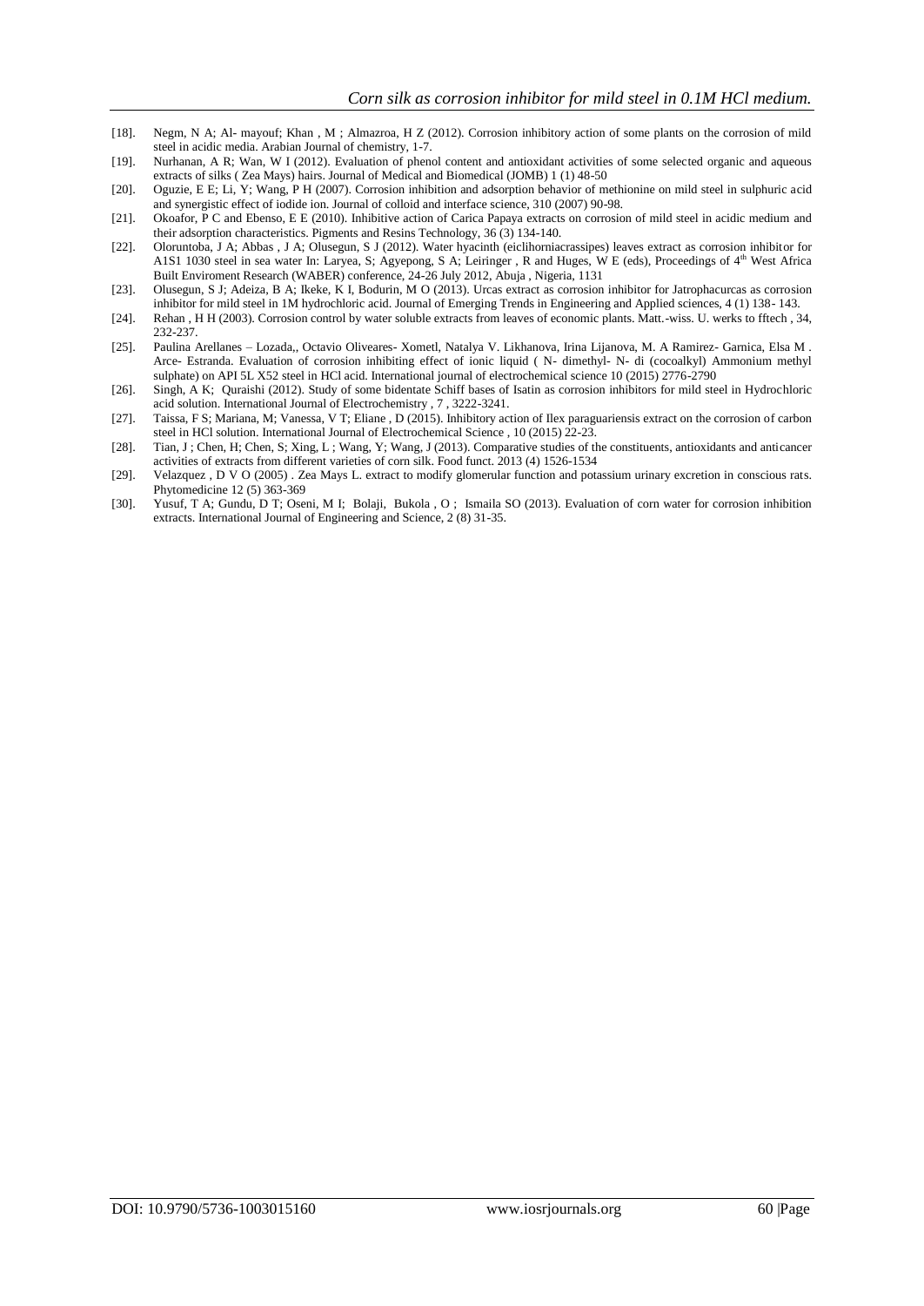[18]. Negm, N A; Al- mayouf; Khan , M ; Almazroa, H Z (2012). Corrosion inhibitory action of some plants on the corrosion of mild steel in acidic media. Arabian Journal of chemistry, 1-7.

[19]. Nurhanan, A R; Wan, W I (2012). Evaluation of phenol content and antioxidant activities of some selected organic and aqueous extracts of silks ( Zea Mays) hairs. Journal of Medical and Biomedical (JOMB) 1 (1) 48-50

[20]. Oguzie, E E; Li, Y; Wang, P H (2007). Corrosion inhibition and adsorption behavior of methionine on mild steel in sulphuric acid and synergistic effect of iodide ion. Journal of colloid and interface science, 310 (2007) 90-98.

[21]. Okoafor, P C and Ebenso, E E (2010). Inhibitive action of Carica Papaya extracts on corrosion of mild steel in acidic medium and their adsorption characteristics. Pigments and Resins Technology, 36 (3) 134-140.

[22]. Oloruntoba, J A; Abbas , J A; Olusegun, S J (2012). Water hyacinth (eiclihorniacrassipes) leaves extract as corrosion inhibitor for A1S1 1030 steel in sea water In: Laryea, S; Agyepong, S A; Leiringer , R and Huges, W E (eds), Proceedings of 4th West Africa Built Enviroment Research (WABER) conference, 24-26 July 2012, Abuja , Nigeria, 1131

[23]. Olusegun, S J; Adeiza, B A; Ikeke, K I, Bodurin, M O (2013). Urcas extract as corrosion inhibitor for Jatrophacurcas as corrosion inhibitor for mild steel in 1M hydrochloric acid. Journal of Emerging Trends in Engineering and Applied sciences, 4 (1) 138- 143.

[24]. Rehan , H H (2003). Corrosion control by water soluble extracts from leaves of economic plants. Matt.-wiss. U. werks to fftech , 34, 232-237.

[25]. Paulina Arellanes – Lozada,, Octavio Oliveares- Xometl, Natalya V. Likhanova, Irina Lijanova, M. A Ramirez- Garnica, Elsa M . Arce- Estranda. Evaluation of corrosion inhibiting effect of ionic liquid ( N- dimethyl- N- di (cocoalkyl) Ammonium methyl sulphate) on API 5L X52 steel in HCl acid. International journal of electrochemical science 10 (2015) 2776-2790

[26]. Singh, A K; Quraishi (2012). Study of some bidentate Schiff bases of Isatin as corrosion inhibitors for mild steel in Hydrochloric acid solution. International Journal of Electrochemistry , 7 , 3222-3241.

[27]. Taissa, F S; Mariana, M; Vanessa, V T; Eliane , D (2015). Inhibitory action of Ilex paraguariensis extract on the corrosion of carbon steel in HCl solution. International Journal of Electrochemical Science , 10 (2015) 22-23.

[28]. Tian, J ; Chen, H; Chen, S; Xing, L ; Wang, Y; Wang, J (2013). Comparative studies of the constituents, antioxidants and anticancer activities of extracts from different varieties of corn silk. Food funct. 2013 (4) 1526-1534

[29]. Velazquez , D V O (2005) . Zea Mays L. extract to modify glomerular function and potassium urinary excretion in conscious rats. Phytomedicine 12 (5) 363-369

[30]. Yusuf, T A; Gundu, D T; Oseni, M I; Bolaji, Bukola , O ; Ismaila SO (2013). Evaluation of corn water for corrosion inhibition extracts. International Journal of Engineering and Science, 2 (8) 31-35.